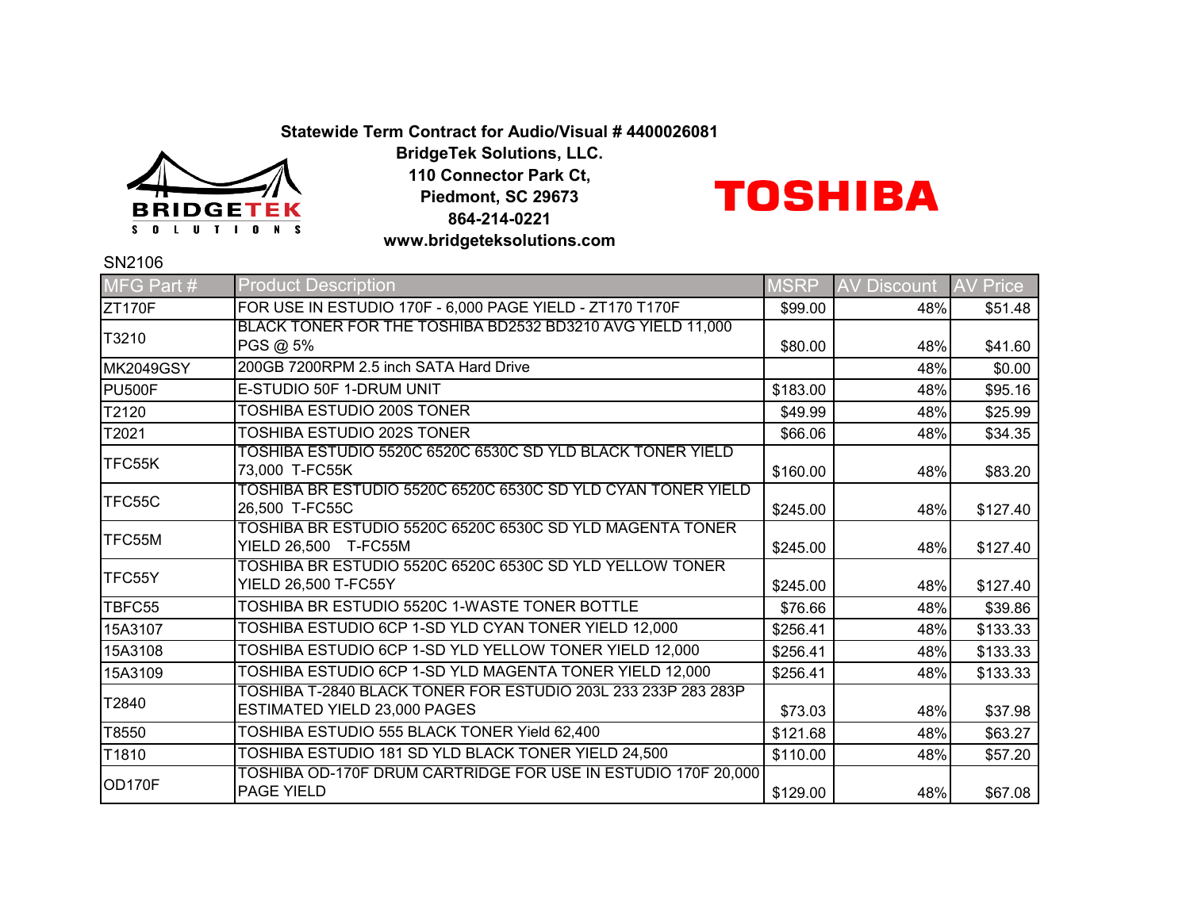**Statewide Term Contract for Audio/Visual # 4400026081**

**BridgeTek Solutions, LLC.**

**110 Connector Park Ct,**

**Piedmont, SC 29673**

**864-214-0221**

**www.bridgeteksolutions.com**

BRIDGETEK SOLUTIONS

TOSHIBA

SN2106

| MFG Part # | Product Description | MSRP | AV Discount | AV Price |
|---|---|---|---|---|
| ZT170F | FOR USE IN ESTUDIO 170F - 6,000 PAGE YIELD - ZT170 T170F | $99.00 | 48% | $51.48 |
| T3210 | BLACK TONER FOR THE TOSHIBA BD2532 BD3210 AVG YIELD 11,000 PGS @ 5% | $80.00 | 48% | $41.60 |
| MK2049GSY | 200GB 7200RPM 2.5 inch SATA Hard Drive | | 48% | $0.00 |
| PU500F | E-STUDIO 50F 1-DRUM UNIT | $183.00 | 48% | $95.16 |
| T2120 | TOSHIBA ESTUDIO 200S TONER | $49.99 | 48% | $25.99 |
| T2021 | TOSHIBA ESTUDIO 202S TONER | $66.06 | 48% | $34.35 |
| TFC55K | TOSHIBA ESTUDIO 5520C 6520C 6530C SD YLD BLACK TONER YIELD 73,000 T-FC55K | $160.00 | 48% | $83.20 |
| TFC55C | TOSHIBA BR ESTUDIO 5520C 6520C 6530C SD YLD CYAN TONER YIELD 26,500 T-FC55C | $245.00 | 48% | $127.40 |
| TFC55M | TOSHIBA BR ESTUDIO 5520C 6520C 6530C SD YLD MAGENTA TONER YIELD 26,500 T-FC55M | $245.00 | 48% | $127.40 |
| TFC55Y | TOSHIBA BR ESTUDIO 5520C 6520C 6530C SD YLD YELLOW TONER YIELD 26,500 T-FC55Y | $245.00 | 48% | $127.40 |
| TBFC55 | TOSHIBA BR ESTUDIO 5520C 1-WASTE TONER BOTTLE | $76.66 | 48% | $39.86 |
| 15A3107 | TOSHIBA ESTUDIO 6CP 1-SD YLD CYAN TONER YIELD 12,000 | $256.41 | 48% | $133.33 |
| 15A3108 | TOSHIBA ESTUDIO 6CP 1-SD YLD YELLOW TONER YIELD 12,000 | $256.41 | 48% | $133.33 |
| 15A3109 | TOSHIBA ESTUDIO 6CP 1-SD YLD MAGENTA TONER YIELD 12,000 | $256.41 | 48% | $133.33 |
| T2840 | TOSHIBA T-2840 BLACK TONER FOR ESTUDIO 203L 233 233P 283 283P ESTIMATED YIELD 23,000 PAGES | $73.03 | 48% | $37.98 |
| T8550 | TOSHIBA ESTUDIO 555 BLACK TONER Yield 62,400 | $121.68 | 48% | $63.27 |
| T1810 | TOSHIBA ESTUDIO 181 SD YLD BLACK TONER YIELD 24,500 | $110.00 | 48% | $57.20 |
| OD170F | TOSHIBA OD-170F DRUM CARTRIDGE FOR USE IN ESTUDIO 170F 20,000 PAGE YIELD | $129.00 | 48% | $67.08 |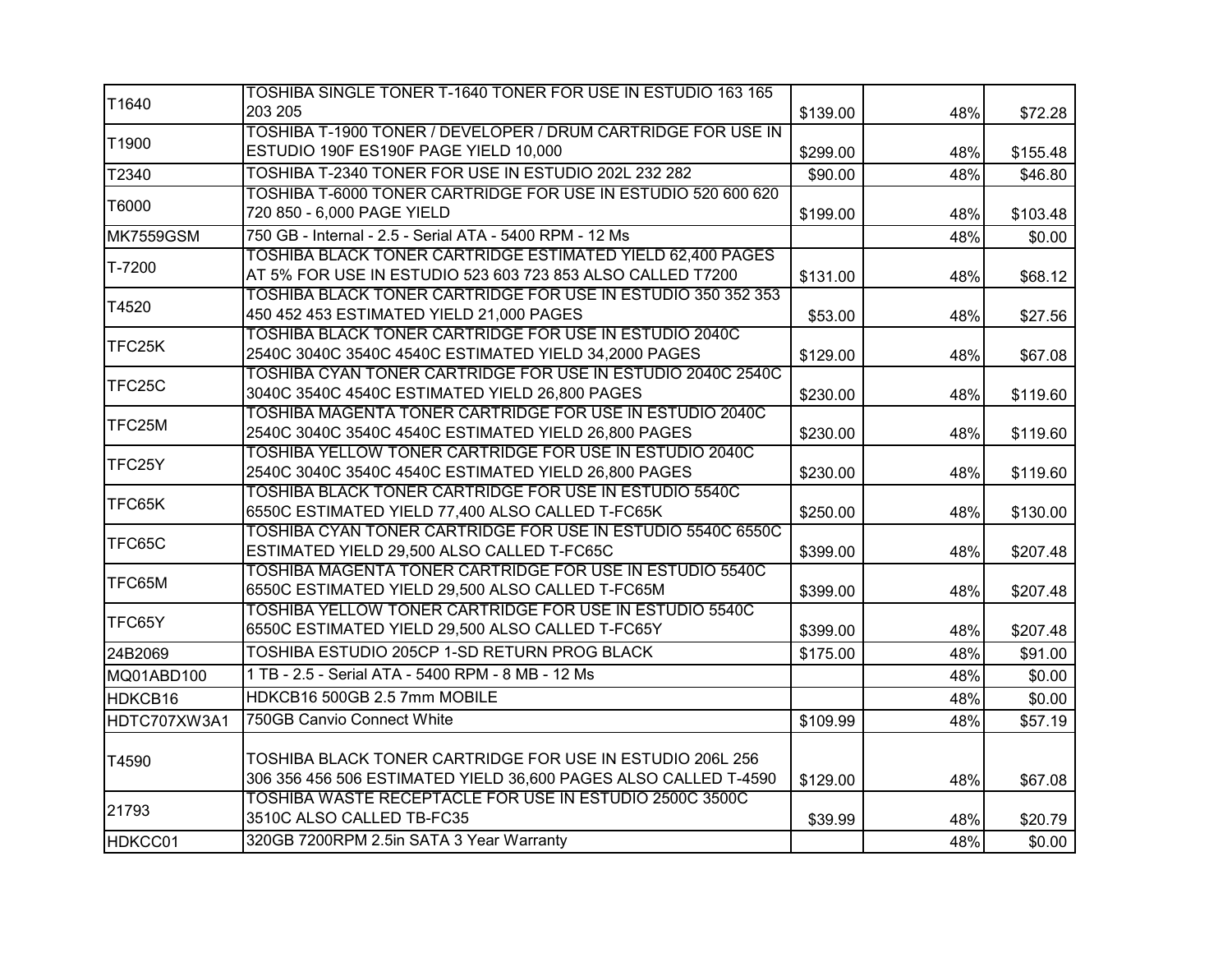| | | | | |
|---|---|---|---|---|
| T1640 | TOSHIBA SINGLE TONER T-1640 TONER FOR USE IN ESTUDIO 163 165 203 205 | $139.00 | 48% | $72.28 |
| T1900 | TOSHIBA T-1900 TONER / DEVELOPER / DRUM CARTRIDGE FOR USE IN ESTUDIO 190F ES190F PAGE YIELD 10,000 | $299.00 | 48% | $155.48 |
| T2340 | TOSHIBA T-2340 TONER FOR USE IN ESTUDIO 202L 232 282 | $90.00 | 48% | $46.80 |
| T6000 | TOSHIBA T-6000 TONER CARTRIDGE FOR USE IN ESTUDIO 520 600 620 720 850 - 6,000 PAGE YIELD | $199.00 | 48% | $103.48 |
| MK7559GSM | 750 GB - Internal - 2.5 - Serial ATA - 5400 RPM - 12 Ms | | 48% | $0.00 |
| T-7200 | TOSHIBA BLACK TONER CARTRIDGE ESTIMATED YIELD 62,400 PAGES AT 5% FOR USE IN ESTUDIO 523 603 723 853 ALSO CALLED T7200 | $131.00 | 48% | $68.12 |
| T4520 | TOSHIBA BLACK TONER CARTRIDGE FOR USE IN ESTUDIO 350 352 353 450 452 453 ESTIMATED YIELD 21,000 PAGES | $53.00 | 48% | $27.56 |
| TFC25K | TOSHIBA BLACK TONER CARTRIDGE FOR USE IN ESTUDIO 2040C 2540C 3040C 3540C 4540C ESTIMATED YIELD 34,2000 PAGES | $129.00 | 48% | $67.08 |
| TFC25C | TOSHIBA CYAN TONER CARTRIDGE FOR USE IN ESTUDIO 2040C 2540C 3040C 3540C 4540C ESTIMATED YIELD 26,800 PAGES | $230.00 | 48% | $119.60 |
| TFC25M | TOSHIBA MAGENTA TONER CARTRIDGE FOR USE IN ESTUDIO 2040C 2540C 3040C 3540C 4540C ESTIMATED YIELD 26,800 PAGES | $230.00 | 48% | $119.60 |
| TFC25Y | TOSHIBA YELLOW TONER CARTRIDGE FOR USE IN ESTUDIO 2040C 2540C 3040C 3540C 4540C ESTIMATED YIELD 26,800 PAGES | $230.00 | 48% | $119.60 |
| TFC65K | TOSHIBA BLACK TONER CARTRIDGE FOR USE IN ESTUDIO 5540C 6550C ESTIMATED YIELD 77,400 ALSO CALLED T-FC65K | $250.00 | 48% | $130.00 |
| TFC65C | TOSHIBA CYAN TONER CARTRIDGE FOR USE IN ESTUDIO 5540C 6550C ESTIMATED YIELD 29,500 ALSO CALLED T-FC65C | $399.00 | 48% | $207.48 |
| TFC65M | TOSHIBA MAGENTA TONER CARTRIDGE FOR USE IN ESTUDIO 5540C 6550C ESTIMATED YIELD 29,500 ALSO CALLED T-FC65M | $399.00 | 48% | $207.48 |
| TFC65Y | TOSHIBA YELLOW TONER CARTRIDGE FOR USE IN ESTUDIO 5540C 6550C ESTIMATED YIELD 29,500 ALSO CALLED T-FC65Y | $399.00 | 48% | $207.48 |
| 24B2069 | TOSHIBA ESTUDIO 205CP 1-SD RETURN PROG BLACK | $175.00 | 48% | $91.00 |
| MQ01ABD100 | 1 TB - 2.5 - Serial ATA - 5400 RPM - 8 MB - 12 Ms | | 48% | $0.00 |
| HDKCB16 | HDKCB16 500GB 2.5 7mm MOBILE | | 48% | $0.00 |
| HDTC707XW3A1 | 750GB Canvio Connect White | $109.99 | 48% | $57.19 |
| T4590 | TOSHIBA BLACK TONER CARTRIDGE FOR USE IN ESTUDIO 206L 256 306 356 456 506 ESTIMATED YIELD 36,600 PAGES ALSO CALLED T-4590 | $129.00 | 48% | $67.08 |
| 21793 | TOSHIBA WASTE RECEPTACLE FOR USE IN ESTUDIO 2500C 3500C 3510C ALSO CALLED TB-FC35 | $39.99 | 48% | $20.79 |
| HDKCC01 | 320GB 7200RPM 2.5in SATA 3 Year Warranty | | 48% | $0.00 |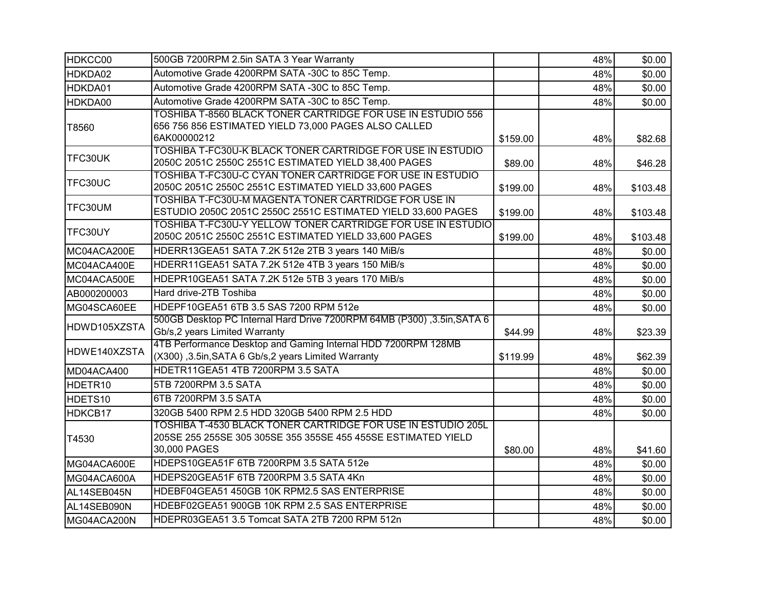| | | | | |
|---|---|---|---|---|
| HDKCC00 | 500GB 7200RPM 2.5in SATA 3 Year Warranty | | 48% | $0.00 |
| HDKDA02 | Automotive Grade 4200RPM SATA -30C to 85C Temp. | | 48% | $0.00 |
| HDKDA01 | Automotive Grade 4200RPM SATA -30C to 85C Temp. | | 48% | $0.00 |
| HDKDA00 | Automotive Grade 4200RPM SATA -30C to 85C Temp. | | 48% | $0.00 |
| T8560 | TOSHIBA T-8560 BLACK TONER CARTRIDGE FOR USE IN ESTUDIO 556 656 756 856 ESTIMATED YIELD 73,000 PAGES ALSO CALLED 6AK00000212 | $159.00 | 48% | $82.68 |
| TFC30UK | TOSHIBA T-FC30U-K BLACK TONER CARTRIDGE FOR USE IN ESTUDIO 2050C 2051C 2550C 2551C ESTIMATED YIELD 38,400 PAGES | $89.00 | 48% | $46.28 |
| TFC30UC | TOSHIBA T-FC30U-C CYAN TONER CARTRIDGE FOR USE IN ESTUDIO 2050C 2051C 2550C 2551C ESTIMATED YIELD 33,600 PAGES | $199.00 | 48% | $103.48 |
| TFC30UM | TOSHIBA T-FC30U-M MAGENTA TONER CARTRIDGE FOR USE IN ESTUDIO 2050C 2051C 2550C 2551C ESTIMATED YIELD 33,600 PAGES | $199.00 | 48% | $103.48 |
| TFC30UY | TOSHIBA T-FC30U-Y YELLOW TONER CARTRIDGE FOR USE IN ESTUDIO 2050C 2051C 2550C 2551C ESTIMATED YIELD 33,600 PAGES | $199.00 | 48% | $103.48 |
| MC04ACA200E | HDERR13GEA51 SATA 7.2K 512e 2TB 3 years 140 MiB/s | | 48% | $0.00 |
| MC04ACA400E | HDERR11GEA51 SATA 7.2K 512e 4TB 3 years 150 MiB/s | | 48% | $0.00 |
| MC04ACA500E | HDEPR10GEA51 SATA 7.2K 512e 5TB 3 years 170 MiB/s | | 48% | $0.00 |
| AB000200003 | Hard drive-2TB Toshiba | | 48% | $0.00 |
| MG04SCA60EE | HDEPF10GEA51 6TB 3.5 SAS 7200 RPM 512e | | 48% | $0.00 |
| HDWD105XZSTA | 500GB Desktop PC Internal Hard Drive 7200RPM 64MB (P300) ,3.5in,SATA 6 Gb/s,2 years Limited Warranty | $44.99 | 48% | $23.39 |
| HDWE140XZSTA | 4TB Performance Desktop and Gaming Internal HDD 7200RPM 128MB (X300) ,3.5in,SATA 6 Gb/s,2 years Limited Warranty | $119.99 | 48% | $62.39 |
| MD04ACA400 | HDETR11GEA51 4TB 7200RPM 3.5 SATA | | 48% | $0.00 |
| HDETR10 | 5TB 7200RPM 3.5 SATA | | 48% | $0.00 |
| HDETS10 | 6TB 7200RPM 3.5 SATA | | 48% | $0.00 |
| HDKCB17 | 320GB 5400 RPM 2.5 HDD 320GB 5400 RPM 2.5 HDD | | 48% | $0.00 |
| T4530 | TOSHIBA T-4530 BLACK TONER CARTRIDGE FOR USE IN ESTUDIO 205L 205SE 255 255SE 305 305SE 355 355SE 455 455SE ESTIMATED YIELD 30,000 PAGES | $80.00 | 48% | $41.60 |
| MG04ACA600E | HDEPS10GEA51F 6TB 7200RPM 3.5 SATA 512e | | 48% | $0.00 |
| MG04ACA600A | HDEPS20GEA51F 6TB 7200RPM 3.5 SATA 4Kn | | 48% | $0.00 |
| AL14SEB045N | HDEBF04GEA51 450GB 10K RPM2.5 SAS ENTERPRISE | | 48% | $0.00 |
| AL14SEB090N | HDEBF02GEA51 900GB 10K RPM 2.5 SAS ENTERPRISE | | 48% | $0.00 |
| MG04ACA200N | HDEPR03GEA51 3.5 Tomcat SATA 2TB 7200 RPM 512n | | 48% | $0.00 |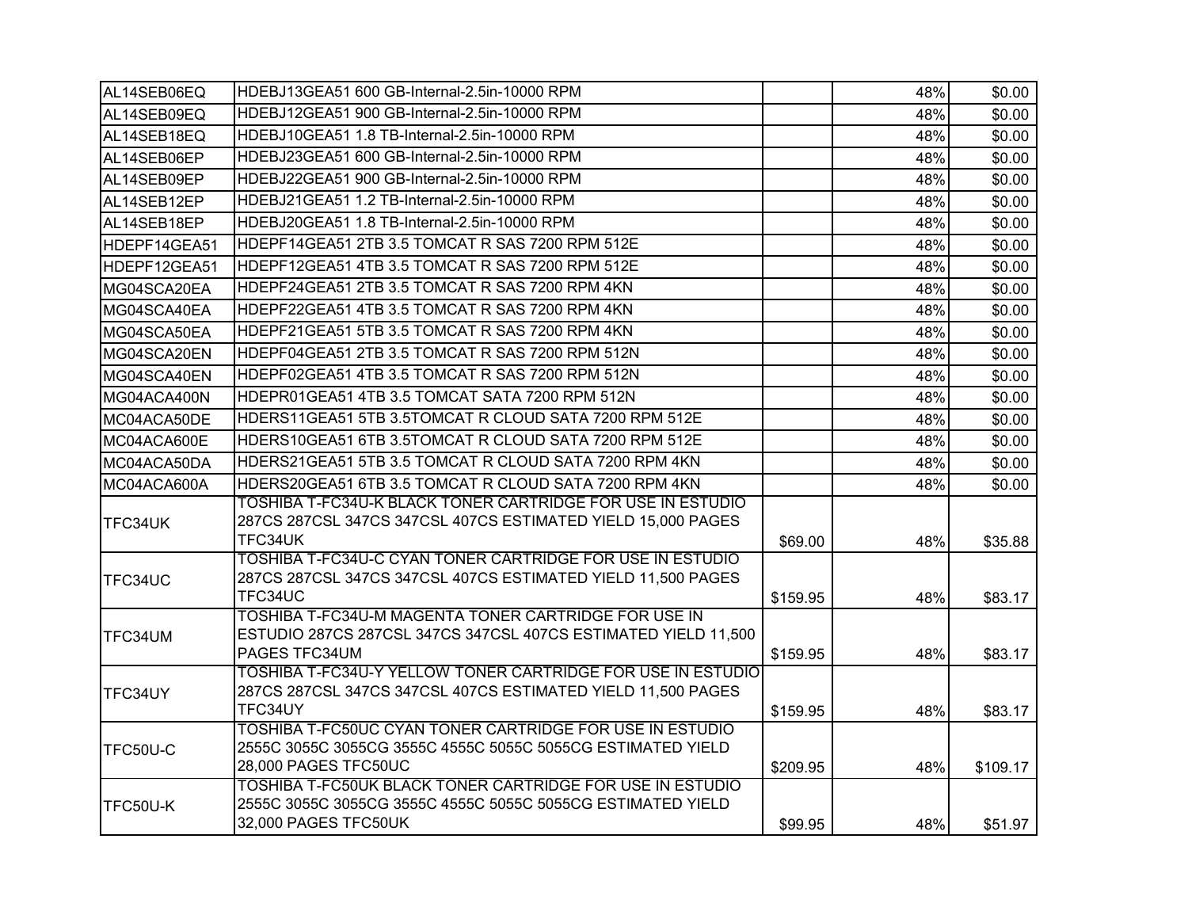| | | | | |
|---|---|---|---|---|
| AL14SEB06EQ | HDEBJ13GEA51 600 GB-Internal-2.5in-10000 RPM | | 48% | $0.00 |
| AL14SEB09EQ | HDEBJ12GEA51 900 GB-Internal-2.5in-10000 RPM | | 48% | $0.00 |
| AL14SEB18EQ | HDEBJ10GEA51 1.8 TB-Internal-2.5in-10000 RPM | | 48% | $0.00 |
| AL14SEB06EP | HDEBJ23GEA51 600 GB-Internal-2.5in-10000 RPM | | 48% | $0.00 |
| AL14SEB09EP | HDEBJ22GEA51 900 GB-Internal-2.5in-10000 RPM | | 48% | $0.00 |
| AL14SEB12EP | HDEBJ21GEA51 1.2 TB-Internal-2.5in-10000 RPM | | 48% | $0.00 |
| AL14SEB18EP | HDEBJ20GEA51 1.8 TB-Internal-2.5in-10000 RPM | | 48% | $0.00 |
| HDEPF14GEA51 | HDEPF14GEA51 2TB 3.5 TOMCAT R SAS 7200 RPM 512E | | 48% | $0.00 |
| HDEPF12GEA51 | HDEPF12GEA51 4TB 3.5 TOMCAT R SAS 7200 RPM 512E | | 48% | $0.00 |
| MG04SCA20EA | HDEPF24GEA51 2TB 3.5 TOMCAT R SAS 7200 RPM 4KN | | 48% | $0.00 |
| MG04SCA40EA | HDEPF22GEA51 4TB 3.5 TOMCAT R SAS 7200 RPM 4KN | | 48% | $0.00 |
| MG04SCA50EA | HDEPF21GEA51 5TB 3.5 TOMCAT R SAS 7200 RPM 4KN | | 48% | $0.00 |
| MG04SCA20EN | HDEPF04GEA51 2TB 3.5 TOMCAT R SAS 7200 RPM 512N | | 48% | $0.00 |
| MG04SCA40EN | HDEPF02GEA51 4TB 3.5 TOMCAT R SAS 7200 RPM 512N | | 48% | $0.00 |
| MG04ACA400N | HDEPR01GEA51 4TB 3.5 TOMCAT SATA 7200 RPM 512N | | 48% | $0.00 |
| MC04ACA50DE | HDERS11GEA51 5TB 3.5TOMCAT R CLOUD SATA 7200 RPM 512E | | 48% | $0.00 |
| MC04ACA600E | HDERS10GEA51 6TB 3.5TOMCAT R CLOUD SATA 7200 RPM 512E | | 48% | $0.00 |
| MC04ACA50DA | HDERS21GEA51 5TB 3.5 TOMCAT R CLOUD SATA 7200 RPM 4KN | | 48% | $0.00 |
| MC04ACA600A | HDERS20GEA51 6TB 3.5 TOMCAT R CLOUD SATA 7200 RPM 4KN | | 48% | $0.00 |
| TFC34UK | TOSHIBA T-FC34U-K BLACK TONER CARTRIDGE FOR USE IN ESTUDIO 287CS 287CSL 347CS 347CSL 407CS ESTIMATED YIELD 15,000 PAGES TFC34UK | $69.00 | 48% | $35.88 |
| TFC34UC | TOSHIBA T-FC34U-C CYAN TONER CARTRIDGE FOR USE IN ESTUDIO 287CS 287CSL 347CS 347CSL 407CS ESTIMATED YIELD 11,500 PAGES TFC34UC | $159.95 | 48% | $83.17 |
| TFC34UM | TOSHIBA T-FC34U-M MAGENTA TONER CARTRIDGE FOR USE IN ESTUDIO 287CS 287CSL 347CS 347CSL 407CS ESTIMATED YIELD 11,500 PAGES TFC34UM | $159.95 | 48% | $83.17 |
| TFC34UY | TOSHIBA T-FC34U-Y YELLOW TONER CARTRIDGE FOR USE IN ESTUDIO 287CS 287CSL 347CS 347CSL 407CS ESTIMATED YIELD 11,500 PAGES TFC34UY | $159.95 | 48% | $83.17 |
| TFC50U-C | TOSHIBA T-FC50UC CYAN TONER CARTRIDGE FOR USE IN ESTUDIO 2555C 3055C 3055CG 3555C 4555C 5055C 5055CG ESTIMATED YIELD 28,000 PAGES TFC50UC | $209.95 | 48% | $109.17 |
| TFC50U-K | TOSHIBA T-FC50UK BLACK TONER CARTRIDGE FOR USE IN ESTUDIO 2555C 3055C 3055CG 3555C 4555C 5055C 5055CG ESTIMATED YIELD 32,000 PAGES TFC50UK | $99.95 | 48% | $51.97 |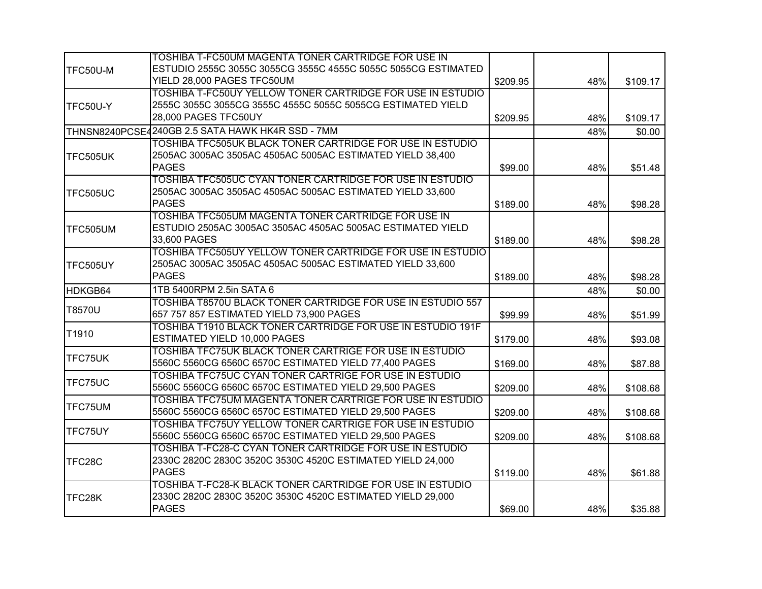| | | | | |
|---|---|---|---|---|
| TFC50U-M | TOSHIBA T-FC50UM MAGENTA TONER CARTRIDGE FOR USE IN ESTUDIO 2555C 3055C 3055CG 3555C 4555C 5055C 5055CG ESTIMATED YIELD 28,000 PAGES TFC50UM | $209.95 | 48% | $109.17 |
| TFC50U-Y | TOSHIBA T-FC50UY YELLOW TONER CARTRIDGE FOR USE IN ESTUDIO 2555C 3055C 3055CG 3555C 4555C 5055C 5055CG ESTIMATED YIELD 28,000 PAGES TFC50UY | $209.95 | 48% | $109.17 |
| THNSN8240PCSE4 | 240GB 2.5 SATA HAWK HK4R SSD - 7MM | | 48% | $0.00 |
| TFC505UK | TOSHIBA TFC505UK BLACK TONER CARTRIDGE FOR USE IN ESTUDIO 2505AC 3005AC 3505AC 4505AC 5005AC ESTIMATED YIELD 38,400 PAGES | $99.00 | 48% | $51.48 |
| TFC505UC | TOSHIBA TFC505UC CYAN TONER CARTRIDGE FOR USE IN ESTUDIO 2505AC 3005AC 3505AC 4505AC 5005AC ESTIMATED YIELD 33,600 PAGES | $189.00 | 48% | $98.28 |
| TFC505UM | TOSHIBA TFC505UM MAGENTA TONER CARTRIDGE FOR USE IN ESTUDIO 2505AC 3005AC 3505AC 4505AC 5005AC ESTIMATED YIELD 33,600 PAGES | $189.00 | 48% | $98.28 |
| TFC505UY | TOSHIBA TFC505UY YELLOW TONER CARTRIDGE FOR USE IN ESTUDIO 2505AC 3005AC 3505AC 4505AC 5005AC ESTIMATED YIELD 33,600 PAGES | $189.00 | 48% | $98.28 |
| HDKGB64 | 1TB 5400RPM 2.5in SATA 6 | | 48% | $0.00 |
| T8570U | TOSHIBA T8570U BLACK TONER CARTRIDGE FOR USE IN ESTUDIO 557 657 757 857 ESTIMATED YIELD 73,900 PAGES | $99.99 | 48% | $51.99 |
| T1910 | TOSHIBA T1910 BLACK TONER CARTRIDGE FOR USE IN ESTUDIO 191F ESTIMATED YIELD 10,000 PAGES | $179.00 | 48% | $93.08 |
| TFC75UK | TOSHIBA TFC75UK BLACK TONER CARTRIGE FOR USE IN ESTUDIO 5560C 5560CG 6560C 6570C ESTIMATED YIELD 77,400 PAGES | $169.00 | 48% | $87.88 |
| TFC75UC | TOSHIBA TFC75UC CYAN TONER CARTRIGE FOR USE IN ESTUDIO 5560C 5560CG 6560C 6570C ESTIMATED YIELD 29,500 PAGES | $209.00 | 48% | $108.68 |
| TFC75UM | TOSHIBA TFC75UM MAGENTA TONER CARTRIGE FOR USE IN ESTUDIO 5560C 5560CG 6560C 6570C ESTIMATED YIELD 29,500 PAGES | $209.00 | 48% | $108.68 |
| TFC75UY | TOSHIBA TFC75UY YELLOW TONER CARTRIGE FOR USE IN ESTUDIO 5560C 5560CG 6560C 6570C ESTIMATED YIELD 29,500 PAGES | $209.00 | 48% | $108.68 |
| TFC28C | TOSHIBA T-FC28-C CYAN TONER CARTRIDGE FOR USE IN ESTUDIO 2330C 2820C 2830C 3520C 3530C 4520C ESTIMATED YIELD 24,000 PAGES | $119.00 | 48% | $61.88 |
| TFC28K | TOSHIBA T-FC28-K BLACK TONER CARTRIDGE FOR USE IN ESTUDIO 2330C 2820C 2830C 3520C 3530C 4520C ESTIMATED YIELD 29,000 PAGES | $69.00 | 48% | $35.88 |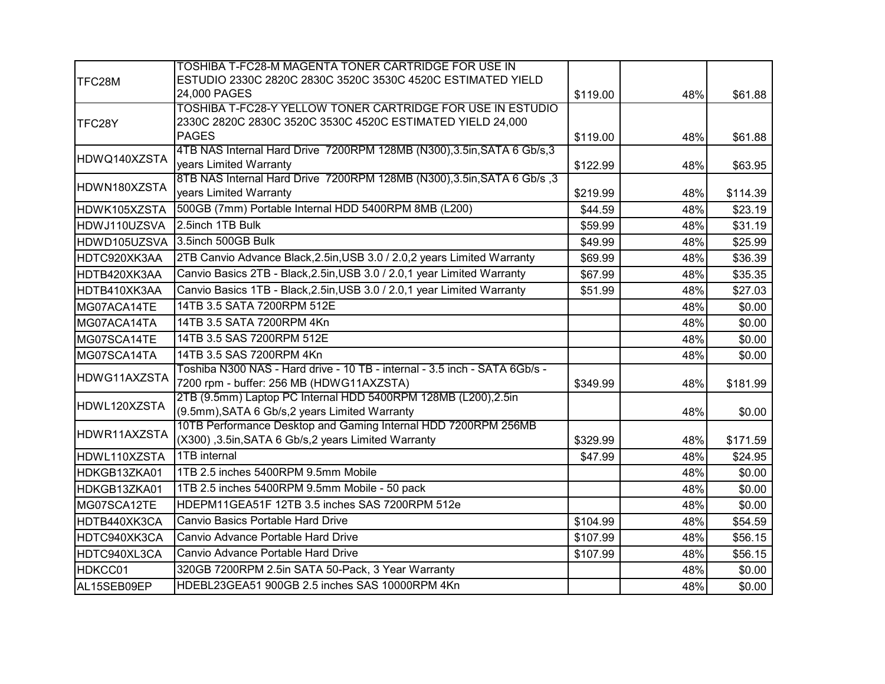| | | | | |
|---|---|---|---|---|
| TFC28M | TOSHIBA T-FC28-M MAGENTA TONER CARTRIDGE FOR USE IN ESTUDIO 2330C 2820C 2830C 3520C 3530C 4520C ESTIMATED YIELD 24,000 PAGES | $119.00 | 48% | $61.88 |
| TFC28Y | TOSHIBA T-FC28-Y YELLOW TONER CARTRIDGE FOR USE IN ESTUDIO 2330C 2820C 2830C 3520C 3530C 4520C ESTIMATED YIELD 24,000 PAGES | $119.00 | 48% | $61.88 |
| HDWQ140XZSTA | 4TB NAS Internal Hard Drive 7200RPM 128MB (N300),3.5in,SATA 6 Gb/s,3 years Limited Warranty | $122.99 | 48% | $63.95 |
| HDWN180XZSTA | 8TB NAS Internal Hard Drive 7200RPM 128MB (N300),3.5in,SATA 6 Gb/s ,3 years Limited Warranty | $219.99 | 48% | $114.39 |
| HDWK105XZSTA | 500GB (7mm) Portable Internal HDD 5400RPM 8MB (L200) | $44.59 | 48% | $23.19 |
| HDWJ110UZSVA | 2.5inch 1TB Bulk | $59.99 | 48% | $31.19 |
| HDWD105UZSVA | 3.5inch 500GB Bulk | $49.99 | 48% | $25.99 |
| HDTC920XK3AA | 2TB Canvio Advance Black,2.5in,USB 3.0 / 2.0,2 years Limited Warranty | $69.99 | 48% | $36.39 |
| HDTB420XK3AA | Canvio Basics 2TB - Black,2.5in,USB 3.0 / 2.0,1 year Limited Warranty | $67.99 | 48% | $35.35 |
| HDTB410XK3AA | Canvio Basics 1TB - Black,2.5in,USB 3.0 / 2.0,1 year Limited Warranty | $51.99 | 48% | $27.03 |
| MG07ACA14TE | 14TB 3.5 SATA 7200RPM 512E | | 48% | $0.00 |
| MG07ACA14TA | 14TB 3.5 SATA 7200RPM 4Kn | | 48% | $0.00 |
| MG07SCA14TE | 14TB 3.5 SAS 7200RPM 512E | | 48% | $0.00 |
| MG07SCA14TA | 14TB 3.5 SAS 7200RPM 4Kn | | 48% | $0.00 |
| HDWG11AXZSTA | Toshiba N300 NAS - Hard drive - 10 TB - internal - 3.5 inch - SATA 6Gb/s - 7200 rpm - buffer: 256 MB (HDWG11AXZSTA) | $349.99 | 48% | $181.99 |
| HDWL120XZSTA | 2TB (9.5mm) Laptop PC Internal HDD 5400RPM 128MB (L200),2.5in (9.5mm),SATA 6 Gb/s,2 years Limited Warranty | | 48% | $0.00 |
| HDWR11AXZSTA | 10TB Performance Desktop and Gaming Internal HDD 7200RPM 256MB (X300) ,3.5in,SATA 6 Gb/s,2 years Limited Warranty | $329.99 | 48% | $171.59 |
| HDWL110XZSTA | 1TB internal | $47.99 | 48% | $24.95 |
| HDKGB13ZKA01 | 1TB 2.5 inches 5400RPM 9.5mm Mobile | | 48% | $0.00 |
| HDKGB13ZKA01 | 1TB 2.5 inches 5400RPM 9.5mm Mobile - 50 pack | | 48% | $0.00 |
| MG07SCA12TE | HDEPM11GEA51F 12TB 3.5 inches SAS 7200RPM 512e | | 48% | $0.00 |
| HDTB440XK3CA | Canvio Basics Portable Hard Drive | $104.99 | 48% | $54.59 |
| HDTC940XK3CA | Canvio Advance Portable Hard Drive | $107.99 | 48% | $56.15 |
| HDTC940XL3CA | Canvio Advance Portable Hard Drive | $107.99 | 48% | $56.15 |
| HDKCC01 | 320GB 7200RPM 2.5in SATA 50-Pack, 3 Year Warranty | | 48% | $0.00 |
| AL15SEB09EP | HDEBL23GEA51 900GB 2.5 inches SAS 10000RPM 4Kn | | 48% | $0.00 |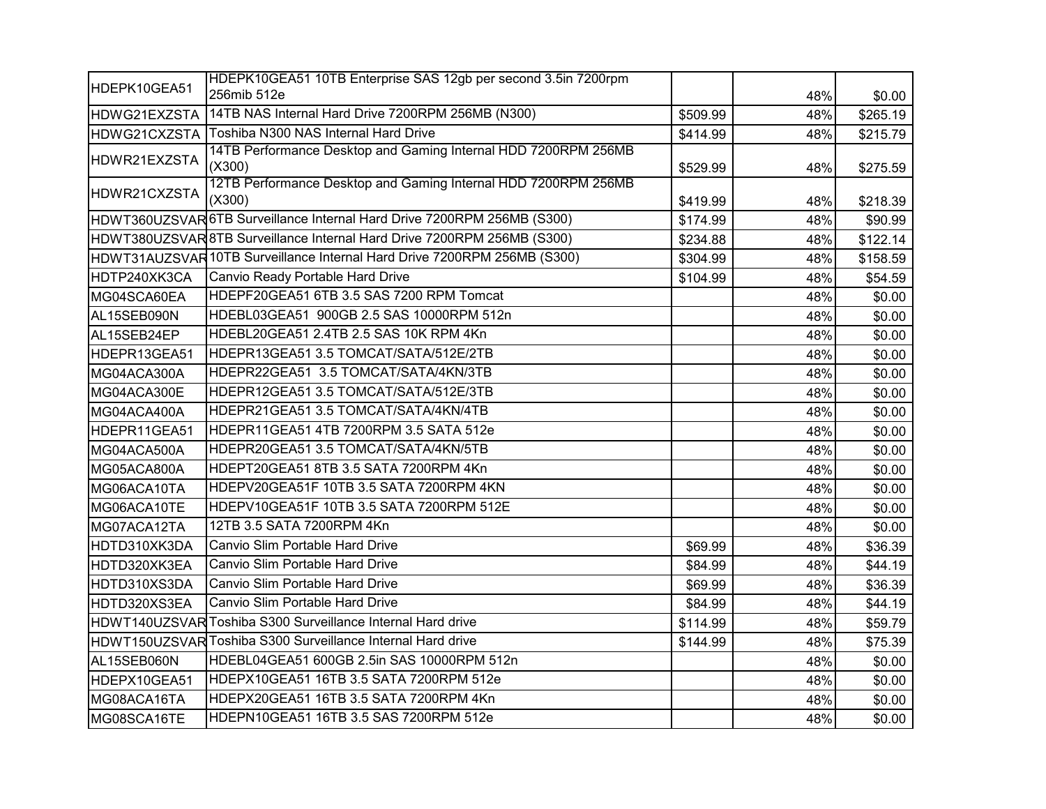| | | | | |
|---|---|---|---|---|
| HDEPK10GEA51 | HDEPK10GEA51 10TB Enterprise SAS 12gb per second 3.5in 7200rpm 256mib 512e | | 48% | $0.00 |
| HDWG21EXZSTA | 14TB NAS Internal Hard Drive 7200RPM 256MB (N300) | $509.99 | 48% | $265.19 |
| HDWG21CXZSTA | Toshiba N300 NAS Internal Hard Drive | $414.99 | 48% | $215.79 |
| HDWR21EXZSTA | 14TB Performance Desktop and Gaming Internal HDD 7200RPM 256MB (X300) | $529.99 | 48% | $275.59 |
| HDWR21CXZSTA | 12TB Performance Desktop and Gaming Internal HDD 7200RPM 256MB (X300) | $419.99 | 48% | $218.39 |
| HDWT360UZSVAR | 6TB Surveillance Internal Hard Drive 7200RPM 256MB (S300) | $174.99 | 48% | $90.99 |
| HDWT380UZSVAR | 8TB Surveillance Internal Hard Drive 7200RPM 256MB (S300) | $234.88 | 48% | $122.14 |
| HDWT31AUZSVAR | 10TB Surveillance Internal Hard Drive 7200RPM 256MB (S300) | $304.99 | 48% | $158.59 |
| HDTP240XK3CA | Canvio Ready Portable Hard Drive | $104.99 | 48% | $54.59 |
| MG04SCA60EA | HDEPF20GEA51 6TB 3.5 SAS 7200 RPM Tomcat | | 48% | $0.00 |
| AL15SEB090N | HDEBL03GEA51 900GB 2.5 SAS 10000RPM 512n | | 48% | $0.00 |
| AL15SEB24EP | HDEBL20GEA51 2.4TB 2.5 SAS 10K RPM 4Kn | | 48% | $0.00 |
| HDEPR13GEA51 | HDEPR13GEA51 3.5 TOMCAT/SATA/512E/2TB | | 48% | $0.00 |
| MG04ACA300A | HDEPR22GEA51 3.5 TOMCAT/SATA/4KN/3TB | | 48% | $0.00 |
| MG04ACA300E | HDEPR12GEA51 3.5 TOMCAT/SATA/512E/3TB | | 48% | $0.00 |
| MG04ACA400A | HDEPR21GEA51 3.5 TOMCAT/SATA/4KN/4TB | | 48% | $0.00 |
| HDEPR11GEA51 | HDEPR11GEA51 4TB 7200RPM 3.5 SATA 512e | | 48% | $0.00 |
| MG04ACA500A | HDEPR20GEA51 3.5 TOMCAT/SATA/4KN/5TB | | 48% | $0.00 |
| MG05ACA800A | HDEPT20GEA51 8TB 3.5 SATA 7200RPM 4Kn | | 48% | $0.00 |
| MG06ACA10TA | HDEPV20GEA51F 10TB 3.5 SATA 7200RPM 4KN | | 48% | $0.00 |
| MG06ACA10TE | HDEPV10GEA51F 10TB 3.5 SATA 7200RPM 512E | | 48% | $0.00 |
| MG07ACA12TA | 12TB 3.5 SATA 7200RPM 4Kn | | 48% | $0.00 |
| HDTD310XK3DA | Canvio Slim Portable Hard Drive | $69.99 | 48% | $36.39 |
| HDTD320XK3EA | Canvio Slim Portable Hard Drive | $84.99 | 48% | $44.19 |
| HDTD310XS3DA | Canvio Slim Portable Hard Drive | $69.99 | 48% | $36.39 |
| HDTD320XS3EA | Canvio Slim Portable Hard Drive | $84.99 | 48% | $44.19 |
| HDWT140UZSVAR | Toshiba S300 Surveillance Internal Hard drive | $114.99 | 48% | $59.79 |
| HDWT150UZSVAR | Toshiba S300 Surveillance Internal Hard drive | $144.99 | 48% | $75.39 |
| AL15SEB060N | HDEBL04GEA51 600GB 2.5in SAS 10000RPM 512n | | 48% | $0.00 |
| HDEPX10GEA51 | HDEPX10GEA51 16TB 3.5 SATA 7200RPM 512e | | 48% | $0.00 |
| MG08ACA16TA | HDEPX20GEA51 16TB 3.5 SATA 7200RPM 4Kn | | 48% | $0.00 |
| MG08SCA16TE | HDEPN10GEA51 16TB 3.5 SAS 7200RPM 512e | | 48% | $0.00 |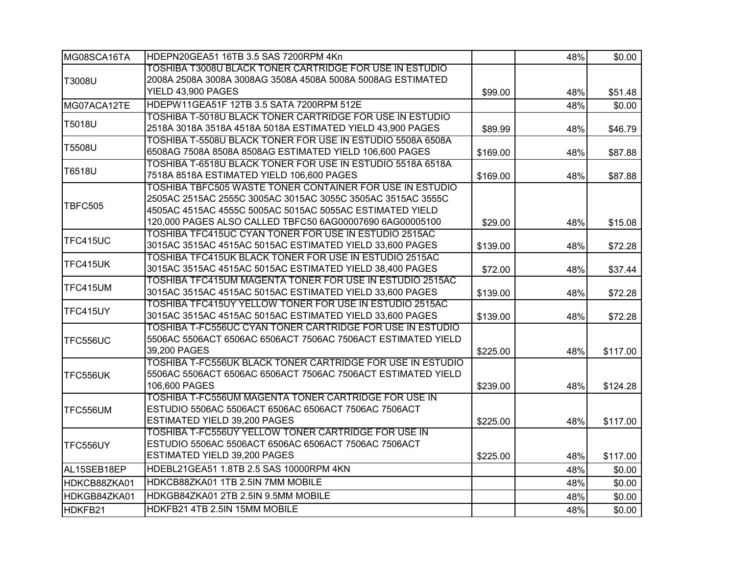| | | | | |
|---|---|---|---|---|
| MG08SCA16TA | HDEPN20GEA51 16TB 3.5 SAS 7200RPM 4Kn | | 48% | $0.00 |
| T3008U | TOSHIBA T3008U BLACK TONER CARTRIDGE FOR USE IN ESTUDIO 2008A 2508A 3008A 3008AG 3508A 4508A 5008A 5008AG ESTIMATED YIELD 43,900 PAGES | $99.00 | 48% | $51.48 |
| MG07ACA12TE | HDEPW11GEA51F 12TB 3.5 SATA 7200RPM 512E | | 48% | $0.00 |
| T5018U | TOSHIBA T-5018U BLACK TONER CARTRIDGE FOR USE IN ESTUDIO 2518A 3018A 3518A 4518A 5018A ESTIMATED YIELD 43,900 PAGES | $89.99 | 48% | $46.79 |
| T5508U | TOSHIBA T-5508U BLACK TONER FOR USE IN ESTUDIO 5508A 6508A 6508AG 7508A 8508A 8508AG ESTIMATED YIELD 106,600 PAGES | $169.00 | 48% | $87.88 |
| T6518U | TOSHIBA T-6518U BLACK TONER FOR USE IN ESTUDIO 5518A 6518A 7518A 8518A ESTIMATED YIELD 106,600 PAGES | $169.00 | 48% | $87.88 |
| TBFC505 | TOSHIBA TBFC505 WASTE TONER CONTAINER FOR USE IN ESTUDIO 2505AC 2515AC 2555C 3005AC 3015AC 3055C 3505AC 3515AC 3555C 4505AC 4515AC 4555C 5005AC 5015AC 5055AC ESTIMATED YIELD 120,000 PAGES ALSO CALLED TBFC50 6AG00007690 6AG00005100 | $29.00 | 48% | $15.08 |
| TFC415UC | TOSHIBA TFC415UC CYAN TONER FOR USE IN ESTUDIO 2515AC 3015AC 3515AC 4515AC 5015AC ESTIMATED YIELD 33,600 PAGES | $139.00 | 48% | $72.28 |
| TFC415UK | TOSHIBA TFC415UK BLACK TONER FOR USE IN ESTUDIO 2515AC 3015AC 3515AC 4515AC 5015AC ESTIMATED YIELD 38,400 PAGES | $72.00 | 48% | $37.44 |
| TFC415UM | TOSHIBA TFC415UM MAGENTA TONER FOR USE IN ESTUDIO 2515AC 3015AC 3515AC 4515AC 5015AC ESTIMATED YIELD 33,600 PAGES | $139.00 | 48% | $72.28 |
| TFC415UY | TOSHIBA TFC415UY YELLOW TONER FOR USE IN ESTUDIO 2515AC 3015AC 3515AC 4515AC 5015AC ESTIMATED YIELD 33,600 PAGES | $139.00 | 48% | $72.28 |
| TFC556UC | TOSHIBA T-FC556UC CYAN TONER CARTRIDGE FOR USE IN ESTUDIO 5506AC 5506ACT 6506AC 6506ACT 7506AC 7506ACT ESTIMATED YIELD 39,200 PAGES | $225.00 | 48% | $117.00 |
| TFC556UK | TOSHIBA T-FC556UK BLACK TONER CARTRIDGE FOR USE IN ESTUDIO 5506AC 5506ACT 6506AC 6506ACT 7506AC 7506ACT ESTIMATED YIELD 106,600 PAGES | $239.00 | 48% | $124.28 |
| TFC556UM | TOSHIBA T-FC556UM MAGENTA TONER CARTRIDGE FOR USE IN ESTUDIO 5506AC 5506ACT 6506AC 6506ACT 7506AC 7506ACT ESTIMATED YIELD 39,200 PAGES | $225.00 | 48% | $117.00 |
| TFC556UY | TOSHIBA T-FC556UY YELLOW TONER CARTRIDGE FOR USE IN ESTUDIO 5506AC 5506ACT 6506AC 6506ACT 7506AC 7506ACT ESTIMATED YIELD 39,200 PAGES | $225.00 | 48% | $117.00 |
| AL15SEB18EP | HDEBL21GEA51 1.8TB 2.5 SAS 10000RPM 4KN | | 48% | $0.00 |
| HDKCB88ZKA01 | HDKCB88ZKA01 1TB 2.5IN 7MM MOBILE | | 48% | $0.00 |
| HDKGB84ZKA01 | HDKGB84ZKA01 2TB 2.5IN 9.5MM MOBILE | | 48% | $0.00 |
| HDKFB21 | HDKFB21 4TB 2.5IN 15MM MOBILE | | 48% | $0.00 |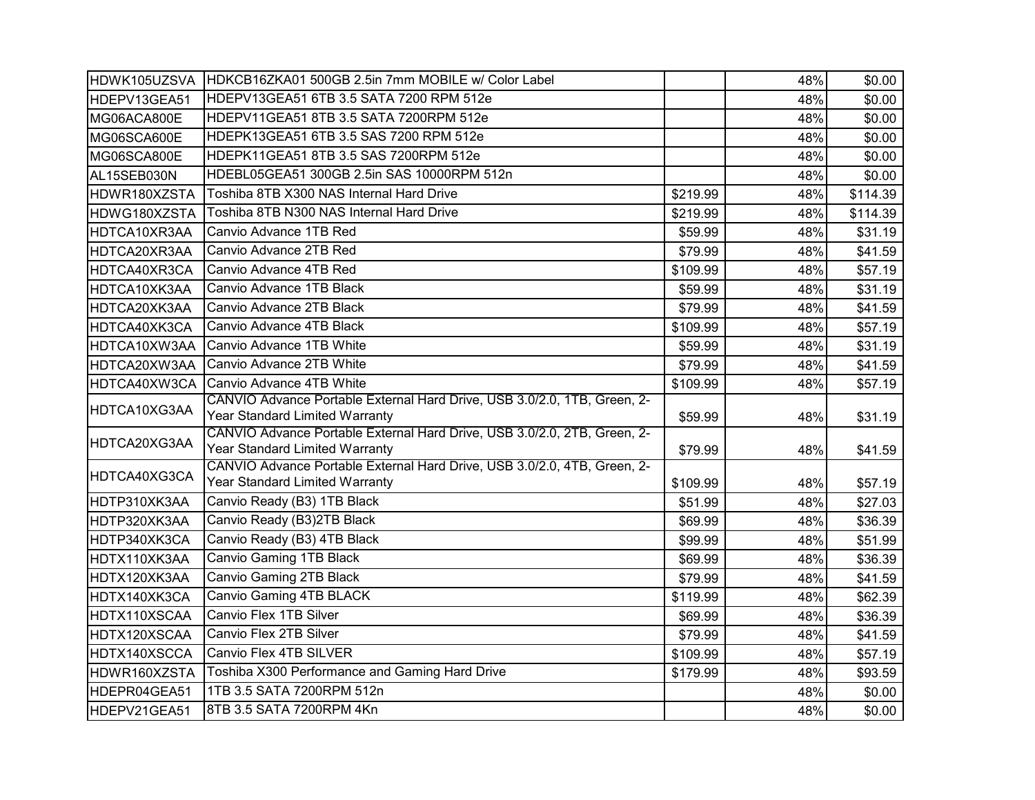| | | | | |
|---|---|---|---|---|
| HDWK105UZSVA | HDKCB16ZKA01 500GB 2.5in 7mm MOBILE w/ Color Label | | 48% | $0.00 |
| HDEPV13GEA51 | HDEPV13GEA51 6TB 3.5 SATA 7200 RPM 512e | | 48% | $0.00 |
| MG06ACA800E | HDEPV11GEA51 8TB 3.5 SATA 7200RPM 512e | | 48% | $0.00 |
| MG06SCA600E | HDEPK13GEA51 6TB 3.5 SAS 7200 RPM 512e | | 48% | $0.00 |
| MG06SCA800E | HDEPK11GEA51 8TB 3.5 SAS 7200RPM 512e | | 48% | $0.00 |
| AL15SEB030N | HDEBL05GEA51 300GB 2.5in SAS 10000RPM 512n | | 48% | $0.00 |
| HDWR180XZSTA | Toshiba 8TB X300 NAS Internal Hard Drive | $219.99 | 48% | $114.39 |
| HDWG180XZSTA | Toshiba 8TB N300 NAS Internal Hard Drive | $219.99 | 48% | $114.39 |
| HDTCA10XR3AA | Canvio Advance 1TB Red | $59.99 | 48% | $31.19 |
| HDTCA20XR3AA | Canvio Advance 2TB Red | $79.99 | 48% | $41.59 |
| HDTCA40XR3CA | Canvio Advance 4TB Red | $109.99 | 48% | $57.19 |
| HDTCA10XK3AA | Canvio Advance 1TB Black | $59.99 | 48% | $31.19 |
| HDTCA20XK3AA | Canvio Advance 2TB Black | $79.99 | 48% | $41.59 |
| HDTCA40XK3CA | Canvio Advance 4TB Black | $109.99 | 48% | $57.19 |
| HDTCA10XW3AA | Canvio Advance 1TB White | $59.99 | 48% | $31.19 |
| HDTCA20XW3AA | Canvio Advance 2TB White | $79.99 | 48% | $41.59 |
| HDTCA40XW3CA | Canvio Advance 4TB White | $109.99 | 48% | $57.19 |
| HDTCA10XG3AA | CANVIO Advance Portable External Hard Drive, USB 3.0/2.0, 1TB, Green, 2-Year Standard Limited Warranty | $59.99 | 48% | $31.19 |
| HDTCA20XG3AA | CANVIO Advance Portable External Hard Drive, USB 3.0/2.0, 2TB, Green, 2-Year Standard Limited Warranty | $79.99 | 48% | $41.59 |
| HDTCA40XG3CA | CANVIO Advance Portable External Hard Drive, USB 3.0/2.0, 4TB, Green, 2-Year Standard Limited Warranty | $109.99 | 48% | $57.19 |
| HDTP310XK3AA | Canvio Ready (B3) 1TB Black | $51.99 | 48% | $27.03 |
| HDTP320XK3AA | Canvio Ready (B3)2TB Black | $69.99 | 48% | $36.39 |
| HDTP340XK3CA | Canvio Ready (B3) 4TB Black | $99.99 | 48% | $51.99 |
| HDTX110XK3AA | Canvio Gaming 1TB Black | $69.99 | 48% | $36.39 |
| HDTX120XK3AA | Canvio Gaming 2TB Black | $79.99 | 48% | $41.59 |
| HDTX140XK3CA | Canvio Gaming 4TB BLACK | $119.99 | 48% | $62.39 |
| HDTX110XSCAA | Canvio Flex 1TB Silver | $69.99 | 48% | $36.39 |
| HDTX120XSCAA | Canvio Flex 2TB Silver | $79.99 | 48% | $41.59 |
| HDTX140XSCCA | Canvio Flex 4TB SILVER | $109.99 | 48% | $57.19 |
| HDWR160XZSTA | Toshiba X300 Performance and Gaming Hard Drive | $179.99 | 48% | $93.59 |
| HDEPR04GEA51 | 1TB 3.5 SATA 7200RPM 512n | | 48% | $0.00 |
| HDEPV21GEA51 | 8TB 3.5 SATA 7200RPM 4Kn | | 48% | $0.00 |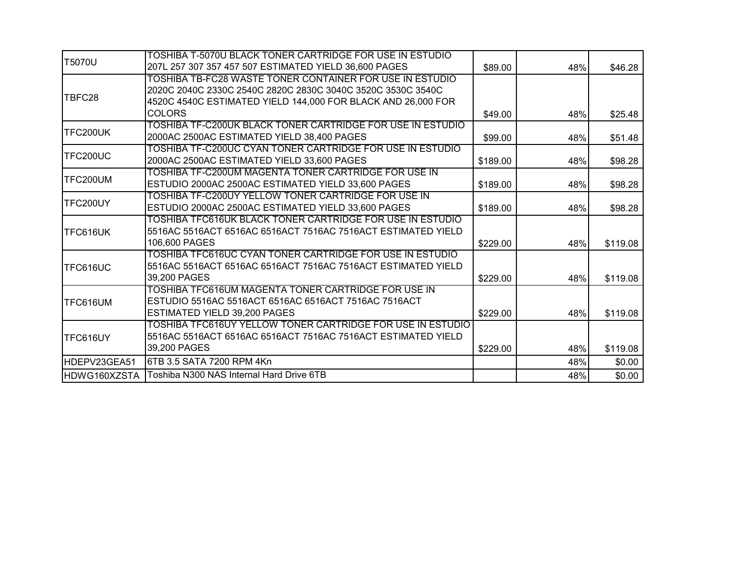| | | | | |
|---|---|---|---|---|
| T5070U | TOSHIBA T-5070U BLACK TONER CARTRIDGE FOR USE IN ESTUDIO 207L 257 307 357 457 507 ESTIMATED YIELD 36,600 PAGES | $89.00 | 48% | $46.28 |
| TBFC28 | TOSHIBA TB-FC28 WASTE TONER CONTAINER FOR USE IN ESTUDIO 2020C 2040C 2330C 2540C 2820C 2830C 3040C 3520C 3530C 3540C 4520C 4540C ESTIMATED YIELD 144,000 FOR BLACK AND 26,000 FOR COLORS | $49.00 | 48% | $25.48 |
| TFC200UK | TOSHIBA TF-C200UK BLACK TONER CARTRIDGE FOR USE IN ESTUDIO 2000AC 2500AC ESTIMATED YIELD 38,400 PAGES | $99.00 | 48% | $51.48 |
| TFC200UC | TOSHIBA TF-C200UC CYAN TONER CARTRIDGE FOR USE IN ESTUDIO 2000AC 2500AC ESTIMATED YIELD 33,600 PAGES | $189.00 | 48% | $98.28 |
| TFC200UM | TOSHIBA TF-C200UM MAGENTA TONER CARTRIDGE FOR USE IN ESTUDIO 2000AC 2500AC ESTIMATED YIELD 33,600 PAGES | $189.00 | 48% | $98.28 |
| TFC200UY | TOSHIBA TF-C200UY YELLOW TONER CARTRIDGE FOR USE IN ESTUDIO 2000AC 2500AC ESTIMATED YIELD 33,600 PAGES | $189.00 | 48% | $98.28 |
| TFC616UK | TOSHIBA TFC616UK BLACK TONER CARTRIDGE FOR USE IN ESTUDIO 5516AC 5516ACT 6516AC 6516ACT 7516AC 7516ACT ESTIMATED YIELD 106,600 PAGES | $229.00 | 48% | $119.08 |
| TFC616UC | TOSHIBA TFC616UC CYAN TONER CARTRIDGE FOR USE IN ESTUDIO 5516AC 5516ACT 6516AC 6516ACT 7516AC 7516ACT ESTIMATED YIELD 39,200 PAGES | $229.00 | 48% | $119.08 |
| TFC616UM | TOSHIBA TFC616UM MAGENTA TONER CARTRIDGE FOR USE IN ESTUDIO 5516AC 5516ACT 6516AC 6516ACT 7516AC 7516ACT ESTIMATED YIELD 39,200 PAGES | $229.00 | 48% | $119.08 |
| TFC616UY | TOSHIBA TFC616UY YELLOW TONER CARTRIDGE FOR USE IN ESTUDIO 5516AC 5516ACT 6516AC 6516ACT 7516AC 7516ACT ESTIMATED YIELD 39,200 PAGES | $229.00 | 48% | $119.08 |
| HDEPV23GEA51 | 6TB 3.5 SATA 7200 RPM 4Kn | | 48% | $0.00 |
| HDWG160XZSTA | Toshiba N300 NAS Internal Hard Drive 6TB | | 48% | $0.00 |